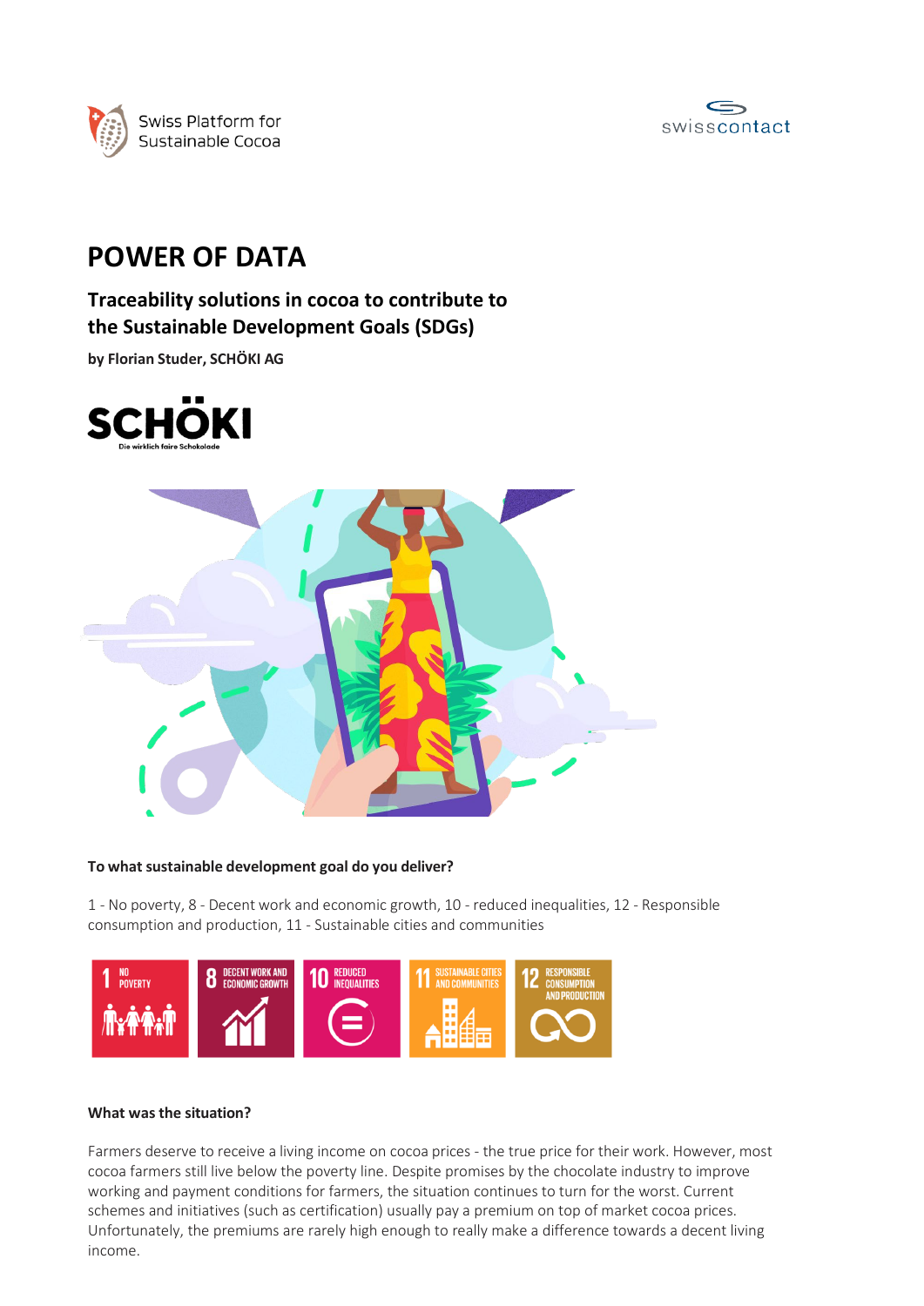Swiss Platform for Sustainable Cocoa

swisscontact

# POWER OF DATA

## Traceability solutions in cocoa to contribute to the Sustainable Development Goals (SDGs)

**by Florian Studer, SCHÖKI AG**

SCHÖKI
Die wirklich faire Schokolade

**To what sustainable development goal do you deliver?**

1 - No poverty, 8 - Decent work and economic growth, 10 - reduced inequalities, 12 - Responsible consumption and production, 11 - Sustainable cities and communities

1 NO POVERTY | 8 DECENT WORK AND ECONOMIC GROWTH | 10 REDUCED INEQUALITIES | 11 SUSTAINABLE CITIES AND COMMUNITIES | 12 RESPONSIBLE CONSUMPTION AND PRODUCTION

**What was the situation?**

Farmers deserve to receive a living income on cocoa prices - the true price for their work. However, most cocoa farmers still live below the poverty line. Despite promises by the chocolate industry to improve working and payment conditions for farmers, the situation continues to turn for the worst. Current schemes and initiatives (such as certification) usually pay a premium on top of market cocoa prices. Unfortunately, the premiums are rarely high enough to really make a difference towards a decent living income.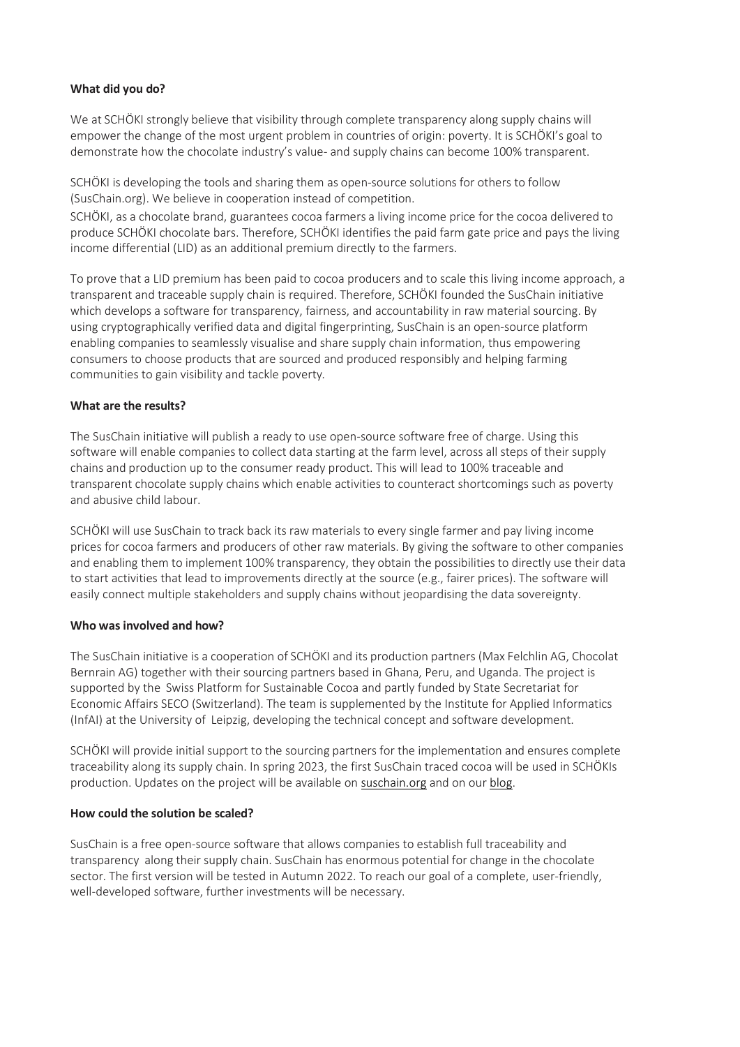**What did you do?**

We at SCHÖKI strongly believe that visibility through complete transparency along supply chains will empower the change of the most urgent problem in countries of origin: poverty. It is SCHÖKI's goal to demonstrate how the chocolate industry's value- and supply chains can become 100% transparent.

SCHÖKI is developing the tools and sharing them as open-source solutions for others to follow (SusChain.org). We believe in cooperation instead of competition.

SCHÖKI, as a chocolate brand, guarantees cocoa farmers a living income price for the cocoa delivered to produce SCHÖKI chocolate bars. Therefore, SCHÖKI identifies the paid farm gate price and pays the living income differential (LID) as an additional premium directly to the farmers.

To prove that a LID premium has been paid to cocoa producers and to scale this living income approach, a transparent and traceable supply chain is required. Therefore, SCHÖKI founded the SusChain initiative which develops a software for transparency, fairness, and accountability in raw material sourcing. By using cryptographically verified data and digital fingerprinting, SusChain is an open-source platform enabling companies to seamlessly visualise and share supply chain information, thus empowering consumers to choose products that are sourced and produced responsibly and helping farming communities to gain visibility and tackle poverty.

**What are the results?**

The SusChain initiative will publish a ready to use open-source software free of charge. Using this software will enable companies to collect data starting at the farm level, across all steps of their supply chains and production up to the consumer ready product. This will lead to 100% traceable and transparent chocolate supply chains which enable activities to counteract shortcomings such as poverty and abusive child labour.

SCHÖKI will use SusChain to track back its raw materials to every single farmer and pay living income prices for cocoa farmers and producers of other raw materials. By giving the software to other companies and enabling them to implement 100% transparency, they obtain the possibilities to directly use their data to start activities that lead to improvements directly at the source (e.g., fairer prices). The software will easily connect multiple stakeholders and supply chains without jeopardising the data sovereignty.

**Who was involved and how?**

The SusChain initiative is a cooperation of SCHÖKI and its production partners (Max Felchlin AG, Chocolat Bernrain AG) together with their sourcing partners based in Ghana, Peru, and Uganda. The project is supported by the Swiss Platform for Sustainable Cocoa and partly funded by State Secretariat for Economic Affairs SECO (Switzerland). The team is supplemented by the Institute for Applied Informatics (InfAI) at the University of Leipzig, developing the technical concept and software development.

SCHÖKI will provide initial support to the sourcing partners for the implementation and ensures complete traceability along its supply chain. In spring 2023, the first SusChain traced cocoa will be used in SCHÖKIs production. Updates on the project will be available on suschain.org and on our blog.

**How could the solution be scaled?**

SusChain is a free open-source software that allows companies to establish full traceability and transparency along their supply chain. SusChain has enormous potential for change in the chocolate sector. The first version will be tested in Autumn 2022. To reach our goal of a complete, user-friendly, well-developed software, further investments will be necessary.